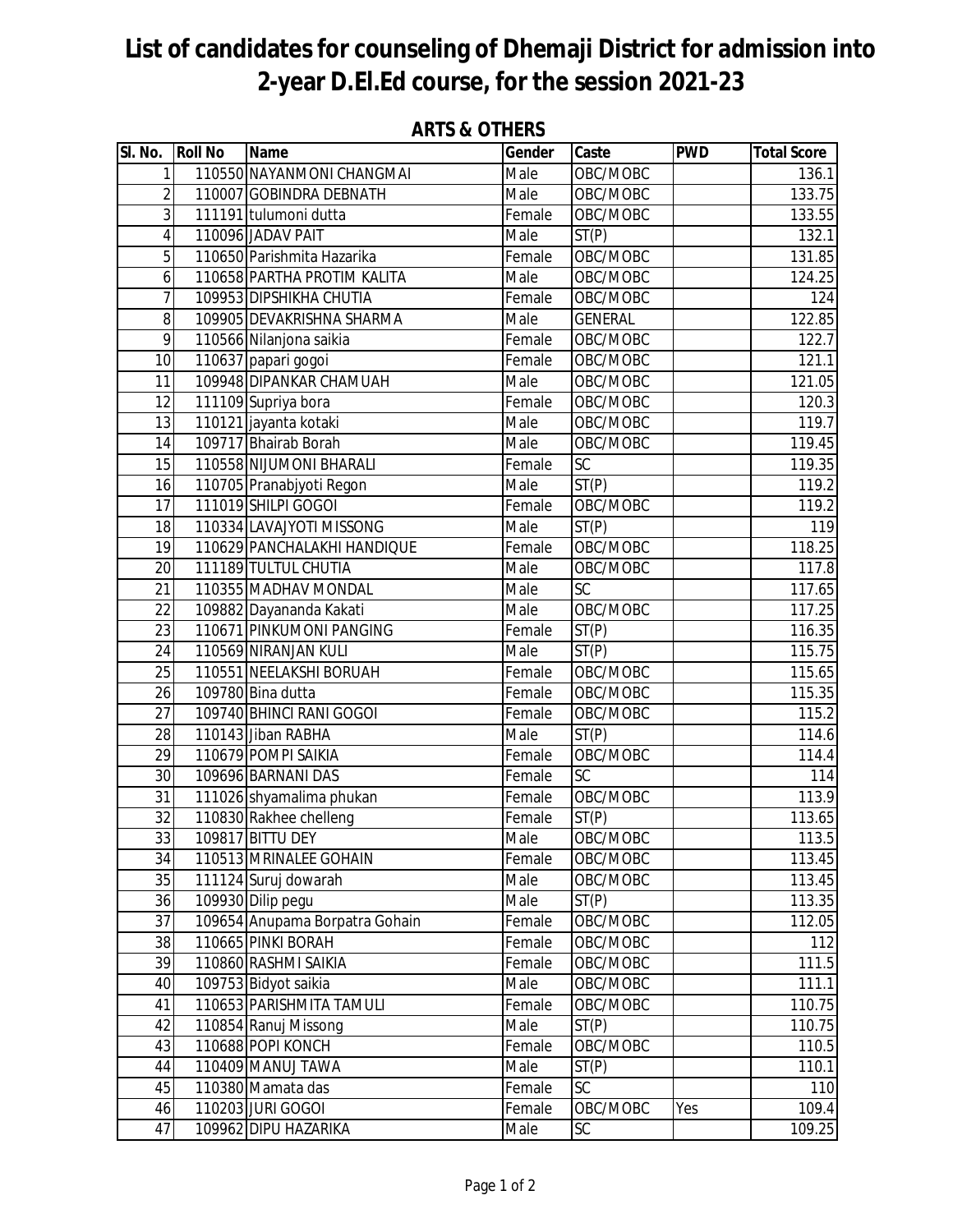# List of candidates for counseling of Dhemaji District for admission into 2-year D.El.Ed course, for the session 2021-23

## ARTS & OTHERS

| Sl. No. | Roll No | Name | Gender | Caste | PWD | Total Score |
|---|---|---|---|---|---|---|
| 1 | 110550 | NAYANMONI CHANGMAI | Male | OBC/MOBC | | 136.1 |
| 2 | 110007 | GOBINDRA DEBNATH | Male | OBC/MOBC | | 133.75 |
| 3 | 111191 | tulumoni dutta | Female | OBC/MOBC | | 133.55 |
| 4 | 110096 | JADAV PAIT | Male | ST(P) | | 132.1 |
| 5 | 110650 | Parishmita Hazarika | Female | OBC/MOBC | | 131.85 |
| 6 | 110658 | PARTHA PROTIM KALITA | Male | OBC/MOBC | | 124.25 |
| 7 | 109953 | DIPSHIKHA CHUTIA | Female | OBC/MOBC | | 124 |
| 8 | 109905 | DEVAKRISHNA SHARMA | Male | GENERAL | | 122.85 |
| 9 | 110566 | Nilanjona saikia | Female | OBC/MOBC | | 122.7 |
| 10 | 110637 | papari gogoi | Female | OBC/MOBC | | 121.1 |
| 11 | 109948 | DIPANKAR CHAMUAH | Male | OBC/MOBC | | 121.05 |
| 12 | 111109 | Supriya bora | Female | OBC/MOBC | | 120.3 |
| 13 | 110121 | jayanta kotaki | Male | OBC/MOBC | | 119.7 |
| 14 | 109717 | Bhairab Borah | Male | OBC/MOBC | | 119.45 |
| 15 | 110558 | NIJUMONI BHARALI | Female | SC | | 119.35 |
| 16 | 110705 | Pranabjyoti Regon | Male | ST(P) | | 119.2 |
| 17 | 111019 | SHILPI GOGOI | Female | OBC/MOBC | | 119.2 |
| 18 | 110334 | LAVAJYOTI MISSONG | Male | ST(P) | | 119 |
| 19 | 110629 | PANCHALAKHI HANDIQUE | Female | OBC/MOBC | | 118.25 |
| 20 | 111189 | TULTUL CHUTIA | Male | OBC/MOBC | | 117.8 |
| 21 | 110355 | MADHAV MONDAL | Male | SC | | 117.65 |
| 22 | 109882 | Dayananda Kakati | Male | OBC/MOBC | | 117.25 |
| 23 | 110671 | PINKUMONI PANGING | Female | ST(P) | | 116.35 |
| 24 | 110569 | NIRANJAN KULI | Male | ST(P) | | 115.75 |
| 25 | 110551 | NEELAKSHI BORUAH | Female | OBC/MOBC | | 115.65 |
| 26 | 109780 | Bina dutta | Female | OBC/MOBC | | 115.35 |
| 27 | 109740 | BHINCI RANI GOGOI | Female | OBC/MOBC | | 115.2 |
| 28 | 110143 | Jiban RABHA | Male | ST(P) | | 114.6 |
| 29 | 110679 | POMPI SAIKIA | Female | OBC/MOBC | | 114.4 |
| 30 | 109696 | BARNANI DAS | Female | SC | | 114 |
| 31 | 111026 | shyamalima phukan | Female | OBC/MOBC | | 113.9 |
| 32 | 110830 | Rakhee chelleng | Female | ST(P) | | 113.65 |
| 33 | 109817 | BITTU DEY | Male | OBC/MOBC | | 113.5 |
| 34 | 110513 | MRINALEE GOHAIN | Female | OBC/MOBC | | 113.45 |
| 35 | 111124 | Suruj dowarah | Male | OBC/MOBC | | 113.45 |
| 36 | 109930 | Dilip pegu | Male | ST(P) | | 113.35 |
| 37 | 109654 | Anupama Borpatra Gohain | Female | OBC/MOBC | | 112.05 |
| 38 | 110665 | PINKI BORAH | Female | OBC/MOBC | | 112 |
| 39 | 110860 | RASHMI SAIKIA | Female | OBC/MOBC | | 111.5 |
| 40 | 109753 | Bidyot saikia | Male | OBC/MOBC | | 111.1 |
| 41 | 110653 | PARISHMITA TAMULI | Female | OBC/MOBC | | 110.75 |
| 42 | 110854 | Ranuj Missong | Male | ST(P) | | 110.75 |
| 43 | 110688 | POPI KONCH | Female | OBC/MOBC | | 110.5 |
| 44 | 110409 | MANUJ TAWA | Male | ST(P) | | 110.1 |
| 45 | 110380 | Mamata das | Female | SC | | 110 |
| 46 | 110203 | JURI GOGOI | Female | OBC/MOBC | Yes | 109.4 |
| 47 | 109962 | DIPU HAZARIKA | Male | SC | | 109.25 |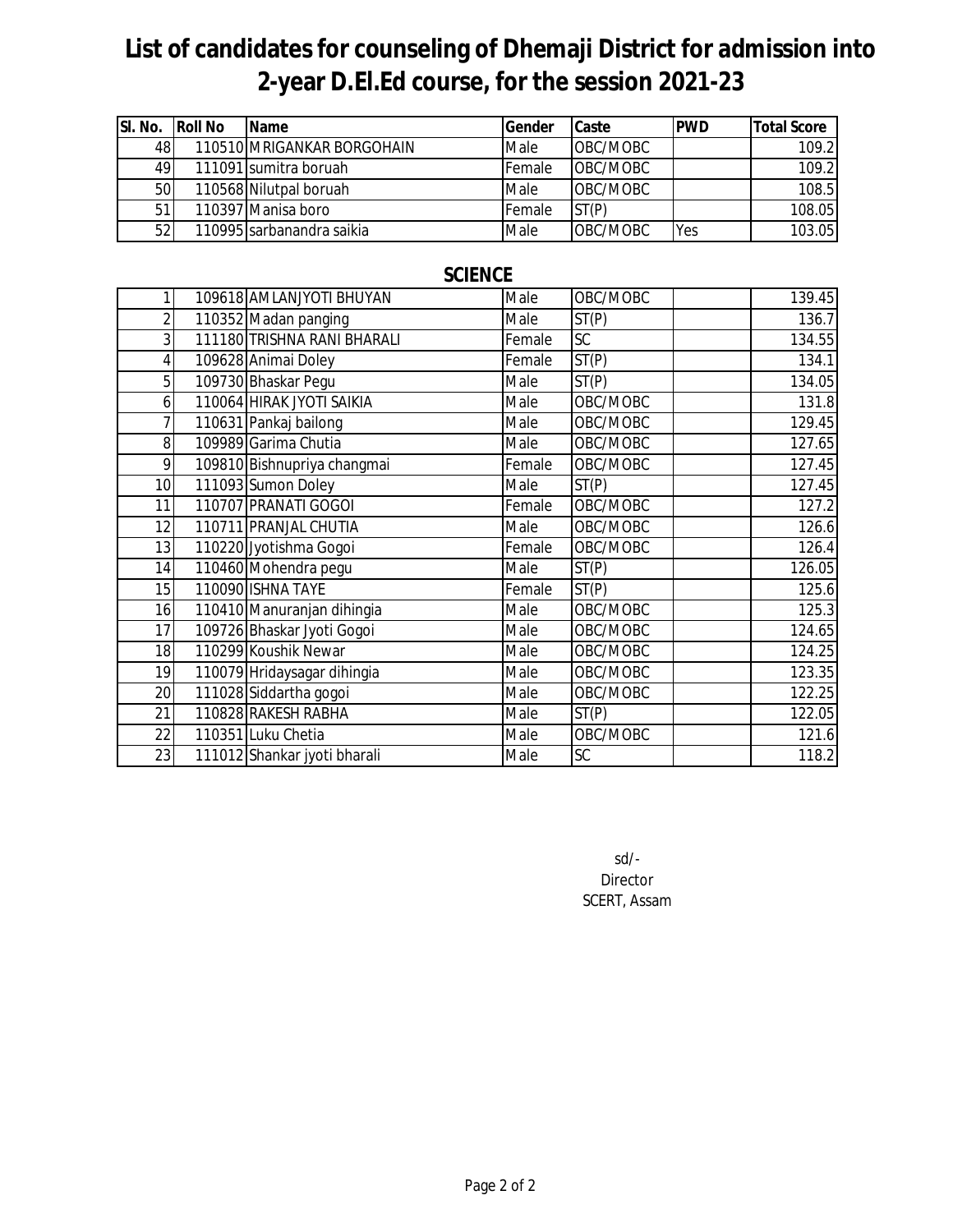# List of candidates for counseling of Dhemaji District for admission into 2-year D.El.Ed course, for the session 2021-23

| Sl. No. | Roll No | Name | Gender | Caste | PWD | Total Score |
|---|---|---|---|---|---|---|
| 48 | 110510 | MRIGANKAR BORGOHAIN | Male | OBC/MOBC | | 109.2 |
| 49 | 111091 | sumitra boruah | Female | OBC/MOBC | | 109.2 |
| 50 | 110568 | Nilutpal boruah | Male | OBC/MOBC | | 108.5 |
| 51 | 110397 | Manisa boro | Female | ST(P) | | 108.05 |
| 52 | 110995 | sarbanandra saikia | Male | OBC/MOBC | Yes | 103.05 |

## SCIENCE

| Sl. No. | Roll No | Name | Gender | Caste | PWD | Total Score |
|---|---|---|---|---|---|---|
| 1 | 109618 | AMLANJYOTI BHUYAN | Male | OBC/MOBC | | 139.45 |
| 2 | 110352 | Madan panging | Male | ST(P) | | 136.7 |
| 3 | 111180 | TRISHNA RANI BHARALI | Female | SC | | 134.55 |
| 4 | 109628 | Animai Doley | Female | ST(P) | | 134.1 |
| 5 | 109730 | Bhaskar Pegu | Male | ST(P) | | 134.05 |
| 6 | 110064 | HIRAK JYOTI SAIKIA | Male | OBC/MOBC | | 131.8 |
| 7 | 110631 | Pankaj bailong | Male | OBC/MOBC | | 129.45 |
| 8 | 109989 | Garima Chutia | Male | OBC/MOBC | | 127.65 |
| 9 | 109810 | Bishnupriya changmai | Female | OBC/MOBC | | 127.45 |
| 10 | 111093 | Sumon Doley | Male | ST(P) | | 127.45 |
| 11 | 110707 | PRANATI GOGOI | Female | OBC/MOBC | | 127.2 |
| 12 | 110711 | PRANJAL CHUTIA | Male | OBC/MOBC | | 126.6 |
| 13 | 110220 | Jyotishma Gogoi | Female | OBC/MOBC | | 126.4 |
| 14 | 110460 | Mohendra pegu | Male | ST(P) | | 126.05 |
| 15 | 110090 | ISHNA TAYE | Female | ST(P) | | 125.6 |
| 16 | 110410 | Manuranjan dihingia | Male | OBC/MOBC | | 125.3 |
| 17 | 109726 | Bhaskar Jyoti Gogoi | Male | OBC/MOBC | | 124.65 |
| 18 | 110299 | Koushik Newar | Male | OBC/MOBC | | 124.25 |
| 19 | 110079 | Hridaysagar dihingia | Male | OBC/MOBC | | 123.35 |
| 20 | 111028 | Siddartha gogoi | Male | OBC/MOBC | | 122.25 |
| 21 | 110828 | RAKESH RABHA | Male | ST(P) | | 122.05 |
| 22 | 110351 | Luku Chetia | Male | OBC/MOBC | | 121.6 |
| 23 | 111012 | Shankar jyoti bharali | Male | SC | | 118.2 |

sd/-
Director
SCERT, Assam